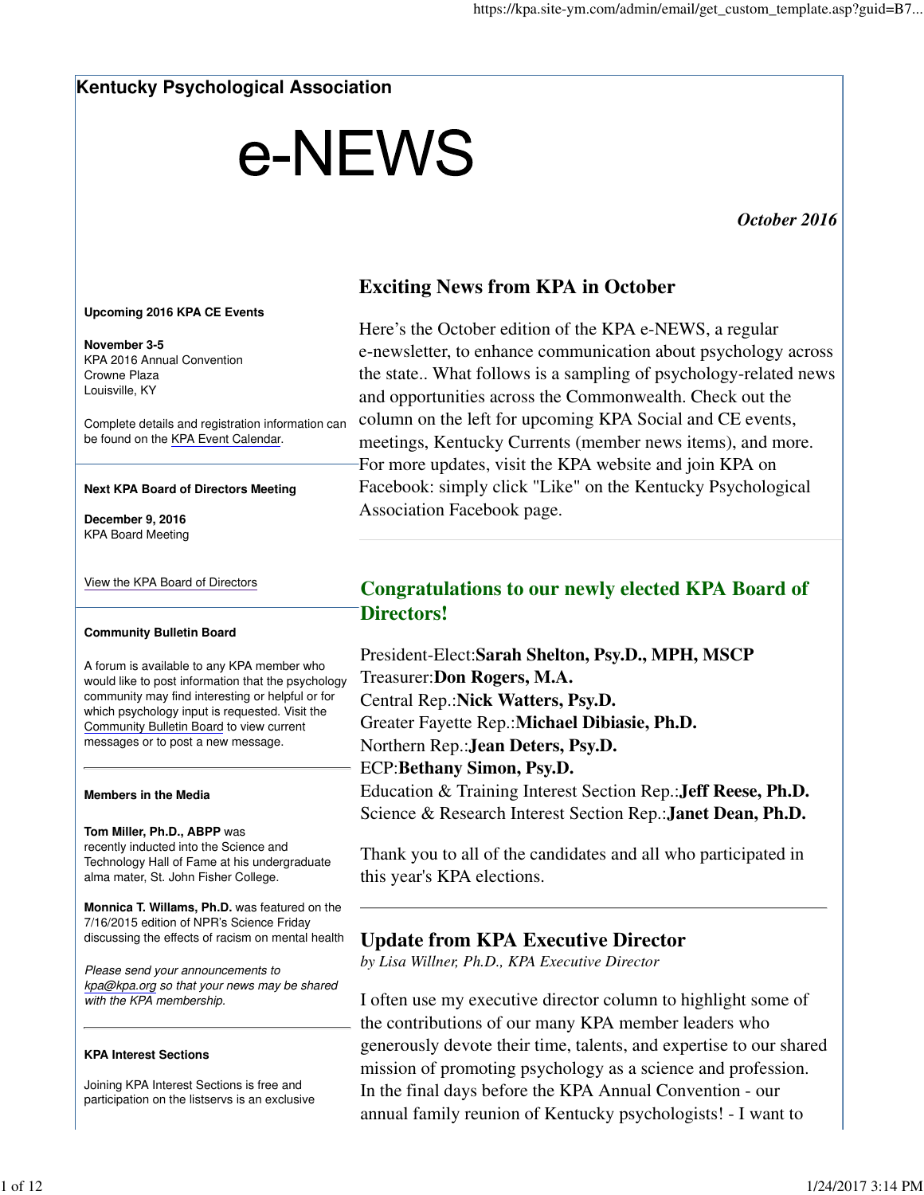# Kentucky Psychological Association

# e-NEWS

*October 2016*

## Exciting News from KPA in October

Here's the October edition of the KPA e-NEWS, a regular e-newsletter, to enhance communication about psychology across the state.. What follows is a sampling of psychology-related news and opportunities across the Commonwealth. Check out the column on the left for upcoming KPA Social and CE events, meetings, Kentucky Currents (member news items), and more. For more updates, visit the KPA website and join KPA on Facebook: simply click "Like" on the Kentucky Psychological Association Facebook page.

## Congratulations to our newly elected KPA Board of Directors!

President-Elect:**Sarah Shelton, Psy.D., MPH, MSCP**
Treasurer:**Don Rogers, M.A.**
Central Rep.:**Nick Watters, Psy.D.**
Greater Fayette Rep.:**Michael Dibiasie, Ph.D.**
Northern Rep.:**Jean Deters, Psy.D.**
ECP:**Bethany Simon, Psy.D.**
Education & Training Interest Section Rep.:**Jeff Reese, Ph.D.**
Science & Research Interest Section Rep.:**Janet Dean, Ph.D.**

Thank you to all of the candidates and all who participated in this year's KPA elections.

---

## Update from KPA Executive Director

*by Lisa Willner, Ph.D., KPA Executive Director*

I often use my executive director column to highlight some of the contributions of our many KPA member leaders who generously devote their time, talents, and expertise to our shared mission of promoting psychology as a science and profession. In the final days before the KPA Annual Convention - our annual family reunion of Kentucky psychologists! - I want to

---

**Upcoming 2016 KPA CE Events**

**November 3-5**
KPA 2016 Annual Convention
Crowne Plaza
Louisville, KY

Complete details and registration information can be found on the KPA Event Calendar.

---

**Next KPA Board of Directors Meeting**

**December 9, 2016**
KPA Board Meeting

View the KPA Board of Directors

---

**Community Bulletin Board**

A forum is available to any KPA member who would like to post information that the psychology community may find interesting or helpful or for which psychology input is requested. Visit the Community Bulletin Board to view current messages or to post a new message.

---

**Members in the Media**

**Tom Miller, Ph.D., ABPP** was recently inducted into the Science and Technology Hall of Fame at his undergraduate alma mater, St. John Fisher College.

**Monnica T. Willams, Ph.D.** was featured on the 7/16/2015 edition of NPR's Science Friday discussing the effects of racism on mental health

*Please send your announcements to kpa@kpa.org so that your news may be shared with the KPA membership.*

---

**KPA Interest Sections**

Joining KPA Interest Sections is free and participation on the listservs is an exclusive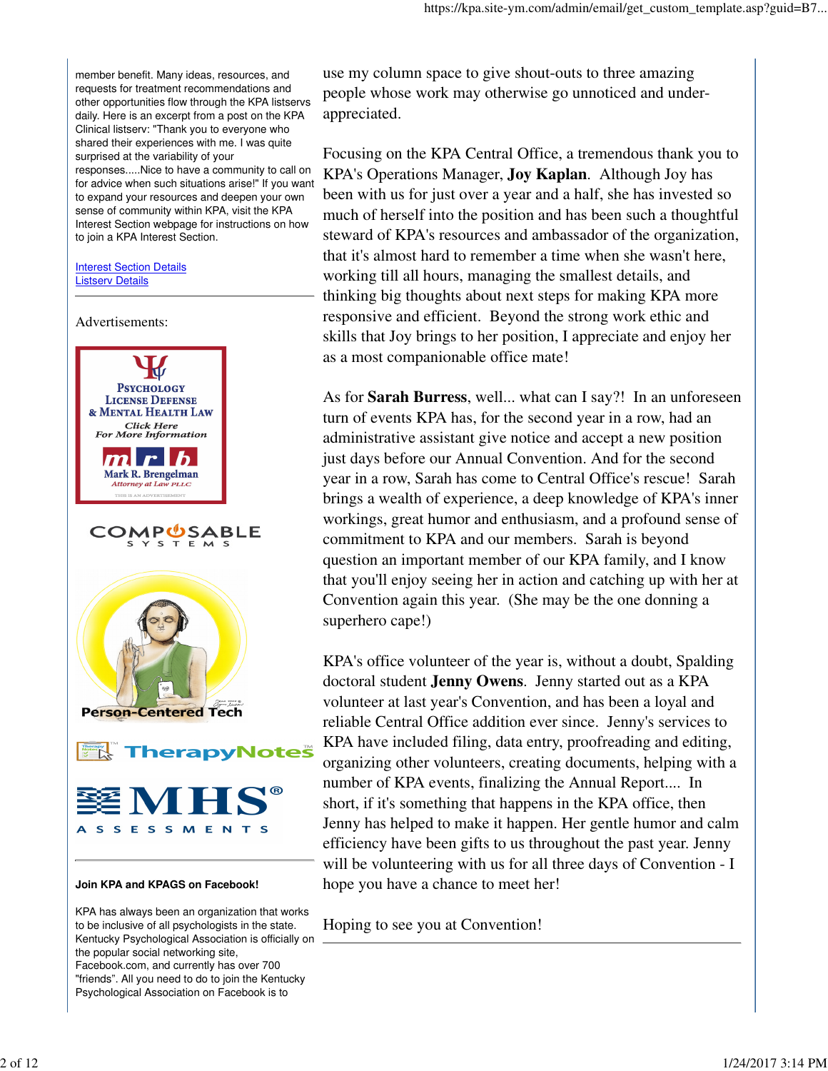member benefit. Many ideas, resources, and requests for treatment recommendations and other opportunities flow through the KPA listservs daily. Here is an excerpt from a post on the KPA Clinical listserv: "Thank you to everyone who shared their experiences with me. I was quite surprised at the variability of your responses.....Nice to have a community to call on for advice when such situations arise!" If you want to expand your resources and deepen your own sense of community within KPA, visit the KPA Interest Section webpage for instructions on how to join a KPA Interest Section.

[Interest Section Details](#)
[Listserv Details](#)

---

Advertisements:

Psychology License Defense & Mental Health Law
*Click Here For More Information*
Mark R. Brengelman
*Attorney at Law PLLC*
THIS IS AN ADVERTISEMENT

COMPOSABLE SYSTEMS

Person-Centered Tech

TherapyNotes™

MHS® ASSESSMENTS

---

**Join KPA and KPAGS on Facebook!**

KPA has always been an organization that works to be inclusive of all psychologists in the state. Kentucky Psychological Association is officially on the popular social networking site, Facebook.com, and currently has over 700 "friends". All you need to do to join the Kentucky Psychological Association on Facebook is to

use my column space to give shout-outs to three amazing people whose work may otherwise go unnoticed and under-appreciated.

Focusing on the KPA Central Office, a tremendous thank you to KPA's Operations Manager, **Joy Kaplan**. Although Joy has been with us for just over a year and a half, she has invested so much of herself into the position and has been such a thoughtful steward of KPA's resources and ambassador of the organization, that it's almost hard to remember a time when she wasn't here, working till all hours, managing the smallest details, and thinking big thoughts about next steps for making KPA more responsive and efficient. Beyond the strong work ethic and skills that Joy brings to her position, I appreciate and enjoy her as a most companionable office mate!

As for **Sarah Burress**, well... what can I say?! In an unforeseen turn of events KPA has, for the second year in a row, had an administrative assistant give notice and accept a new position just days before our Annual Convention. And for the second year in a row, Sarah has come to Central Office's rescue! Sarah brings a wealth of experience, a deep knowledge of KPA's inner workings, great humor and enthusiasm, and a profound sense of commitment to KPA and our members. Sarah is beyond question an important member of our KPA family, and I know that you'll enjoy seeing her in action and catching up with her at Convention again this year. (She may be the one donning a superhero cape!)

KPA's office volunteer of the year is, without a doubt, Spalding doctoral student **Jenny Owens**. Jenny started out as a KPA volunteer at last year's Convention, and has been a loyal and reliable Central Office addition ever since. Jenny's services to KPA have included filing, data entry, proofreading and editing, organizing other volunteers, creating documents, helping with a number of KPA events, finalizing the Annual Report.... In short, if it's something that happens in the KPA office, then Jenny has helped to make it happen. Her gentle humor and calm efficiency have been gifts to us throughout the past year. Jenny will be volunteering with us for all three days of Convention - I hope you have a chance to meet her!

Hoping to see you at Convention!

---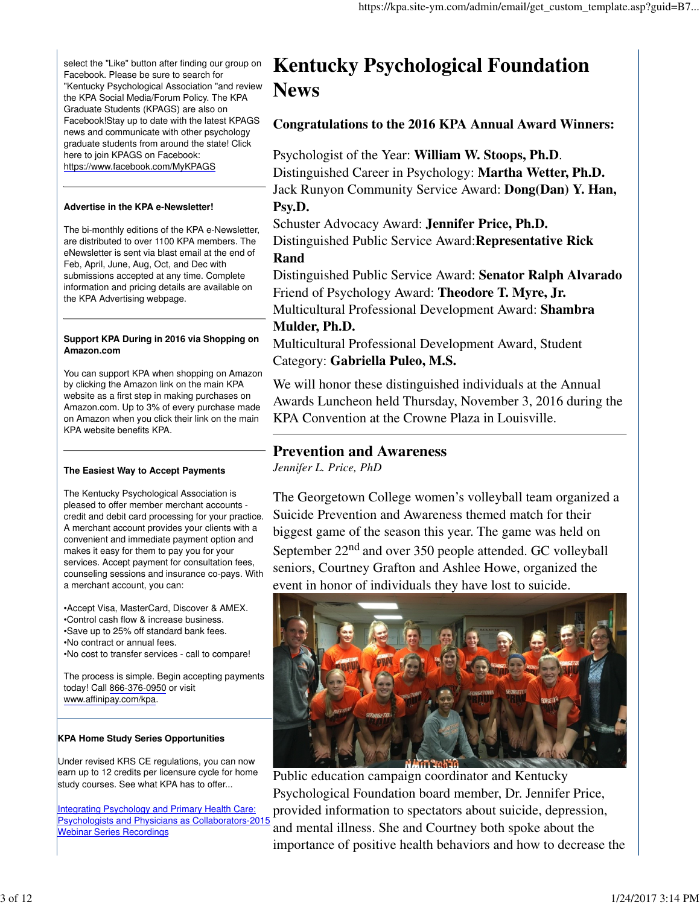select the "Like" button after finding our group on Facebook. Please be sure to search for "Kentucky Psychological Association "and review the KPA Social Media/Forum Policy. The KPA Graduate Students (KPAGS) are also on Facebook!Stay up to date with the latest KPAGS news and communicate with other psychology graduate students from around the state! Click here to join KPAGS on Facebook: https://www.facebook.com/MyKPAGS

---

**Advertise in the KPA e-Newsletter!**

The bi-monthly editions of the KPA e-Newsletter, are distributed to over 1100 KPA members. The eNewsletter is sent via blast email at the end of Feb, April, June, Aug, Oct, and Dec with submissions accepted at any time. Complete information and pricing details are available on the KPA Advertising webpage.

---

**Support KPA During in 2016 via Shopping on Amazon.com**

You can support KPA when shopping on Amazon by clicking the Amazon link on the main KPA website as a first step in making purchases on Amazon.com. Up to 3% of every purchase made on Amazon when you click their link on the main KPA website benefits KPA.

---

**The Easiest Way to Accept Payments**

The Kentucky Psychological Association is pleased to offer member merchant accounts - credit and debit card processing for your practice. A merchant account provides your clients with a convenient and immediate payment option and makes it easy for them to pay you for your services. Accept payment for consultation fees, counseling sessions and insurance co-pays. With a merchant account, you can:

- Accept Visa, MasterCard, Discover & AMEX.
- Control cash flow & increase business.
- Save up to 25% off standard bank fees.
- No contract or annual fees.
- No cost to transfer services - call to compare!

The process is simple. Begin accepting payments today! Call 866-376-0950 or visit www.affinipay.com/kpa.

---

**KPA Home Study Series Opportunities**

Under revised KRS CE regulations, you can now earn up to 12 credits per licensure cycle for home study courses. See what KPA has to offer...

[Integrating Psychology and Primary Health Care: Psychologists and Physicians as Collaborators-2015 Webinar Series Recordings]

# Kentucky Psychological Foundation News

### Congratulations to the 2016 KPA Annual Award Winners:

Psychologist of the Year: **William W. Stoops, Ph.D**.
Distinguished Career in Psychology: **Martha Wetter, Ph.D.**
Jack Runyon Community Service Award: **Dong(Dan) Y. Han, Psy.D.**
Schuster Advocacy Award: **Jennifer Price, Ph.D.**
Distinguished Public Service Award:**Representative Rick Rand**
Distinguished Public Service Award: **Senator Ralph Alvarado**
Friend of Psychology Award: **Theodore T. Myre, Jr.**
Multicultural Professional Development Award: **Shambra Mulder, Ph.D.**
Multicultural Professional Development Award, Student Category: **Gabriella Puleo, M.S.**

We will honor these distinguished individuals at the Annual Awards Luncheon held Thursday, November 3, 2016 during the KPA Convention at the Crowne Plaza in Louisville.

---

## Prevention and Awareness

*Jennifer L. Price, PhD*

The Georgetown College women's volleyball team organized a Suicide Prevention and Awareness themed match for their biggest game of the season this year. The game was held on September 22nd and over 350 people attended. GC volleyball seniors, Courtney Grafton and Ashlee Howe, organized the event in honor of individuals they have lost to suicide.

Public education campaign coordinator and Kentucky Psychological Foundation board member, Dr. Jennifer Price, provided information to spectators about suicide, depression, and mental illness. She and Courtney both spoke about the importance of positive health behaviors and how to decrease the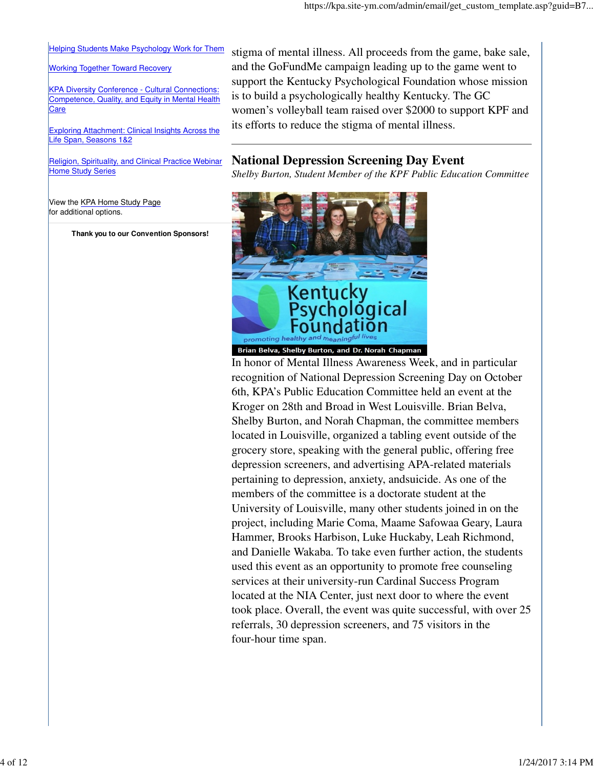[Helping Students Make Psychology Work for Them]

[Working Together Toward Recovery]

[KPA Diversity Conference - Cultural Connections: Competence, Quality, and Equity in Mental Health Care]

[Exploring Attachment: Clinical Insights Across the Life Span, Seasons 1&2]

[Religion, Spirituality, and Clinical Practice Webinar Home Study Series]

View the KPA Home Study Page for additional options.

**Thank you to our Convention Sponsors!**

stigma of mental illness. All proceeds from the game, bake sale, and the GoFundMe campaign leading up to the game went to support the Kentucky Psychological Foundation whose mission is to build a psychologically healthy Kentucky. The GC women's volleyball team raised over $2000 to support KPF and its efforts to reduce the stigma of mental illness.

---

## National Depression Screening Day Event

*Shelby Burton, Student Member of the KPF Public Education Committee*

Brian Belva, Shelby Burton, and Dr. Norah Chapman

In honor of Mental Illness Awareness Week, and in particular recognition of National Depression Screening Day on October 6th, KPA's Public Education Committee held an event at the Kroger on 28th and Broad in West Louisville. Brian Belva, Shelby Burton, and Norah Chapman, the committee members located in Louisville, organized a tabling event outside of the grocery store, speaking with the general public, offering free depression screeners, and advertising APA-related materials pertaining to depression, anxiety, andsuicide. As one of the members of the committee is a doctorate student at the University of Louisville, many other students joined in on the project, including Marie Coma, Maame Safowaa Geary, Laura Hammer, Brooks Harbison, Luke Huckaby, Leah Richmond, and Danielle Wakaba. To take even further action, the students used this event as an opportunity to promote free counseling services at their university-run Cardinal Success Program located at the NIA Center, just next door to where the event took place. Overall, the event was quite successful, with over 25 referrals, 30 depression screeners, and 75 visitors in the four-hour time span.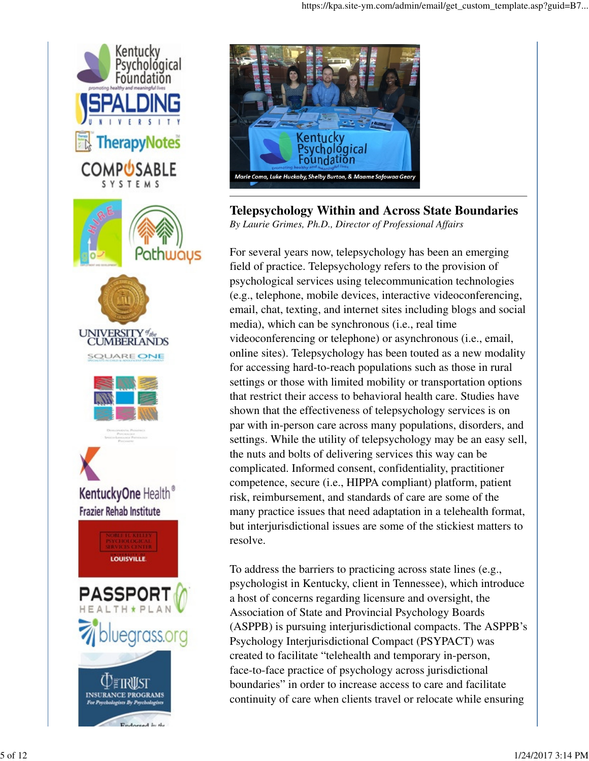Marie Coma, Luke Huckaby, Shelby Burton, & Maame Safowaa Geary

## Telepsychology Within and Across State Boundaries

*By Laurie Grimes, Ph.D., Director of Professional Affairs*

For several years now, telepsychology has been an emerging field of practice. Telepsychology refers to the provision of psychological services using telecommunication technologies (e.g., telephone, mobile devices, interactive videoconferencing, email, chat, texting, and internet sites including blogs and social media), which can be synchronous (i.e., real time videoconferencing or telephone) or asynchronous (i.e., email, online sites). Telepsychology has been touted as a new modality for accessing hard-to-reach populations such as those in rural settings or those with limited mobility or transportation options that restrict their access to behavioral health care. Studies have shown that the effectiveness of telepsychology services is on par with in-person care across many populations, disorders, and settings. While the utility of telepsychology may be an easy sell, the nuts and bolts of delivering services this way can be complicated. Informed consent, confidentiality, practitioner competence, secure (i.e., HIPPA compliant) platform, patient risk, reimbursement, and standards of care are some of the many practice issues that need adaptation in a telehealth format, but interjurisdictional issues are some of the stickiest matters to resolve.

To address the barriers to practicing across state lines (e.g., psychologist in Kentucky, client in Tennessee), which introduce a host of concerns regarding licensure and oversight, the Association of State and Provincial Psychology Boards (ASPPB) is pursuing interjurisdictional compacts. The ASPPB's Psychology Interjurisdictional Compact (PSYPACT) was created to facilitate "telehealth and temporary in-person, face-to-face practice of psychology across jurisdictional boundaries" in order to increase access to care and facilitate continuity of care when clients travel or relocate while ensuring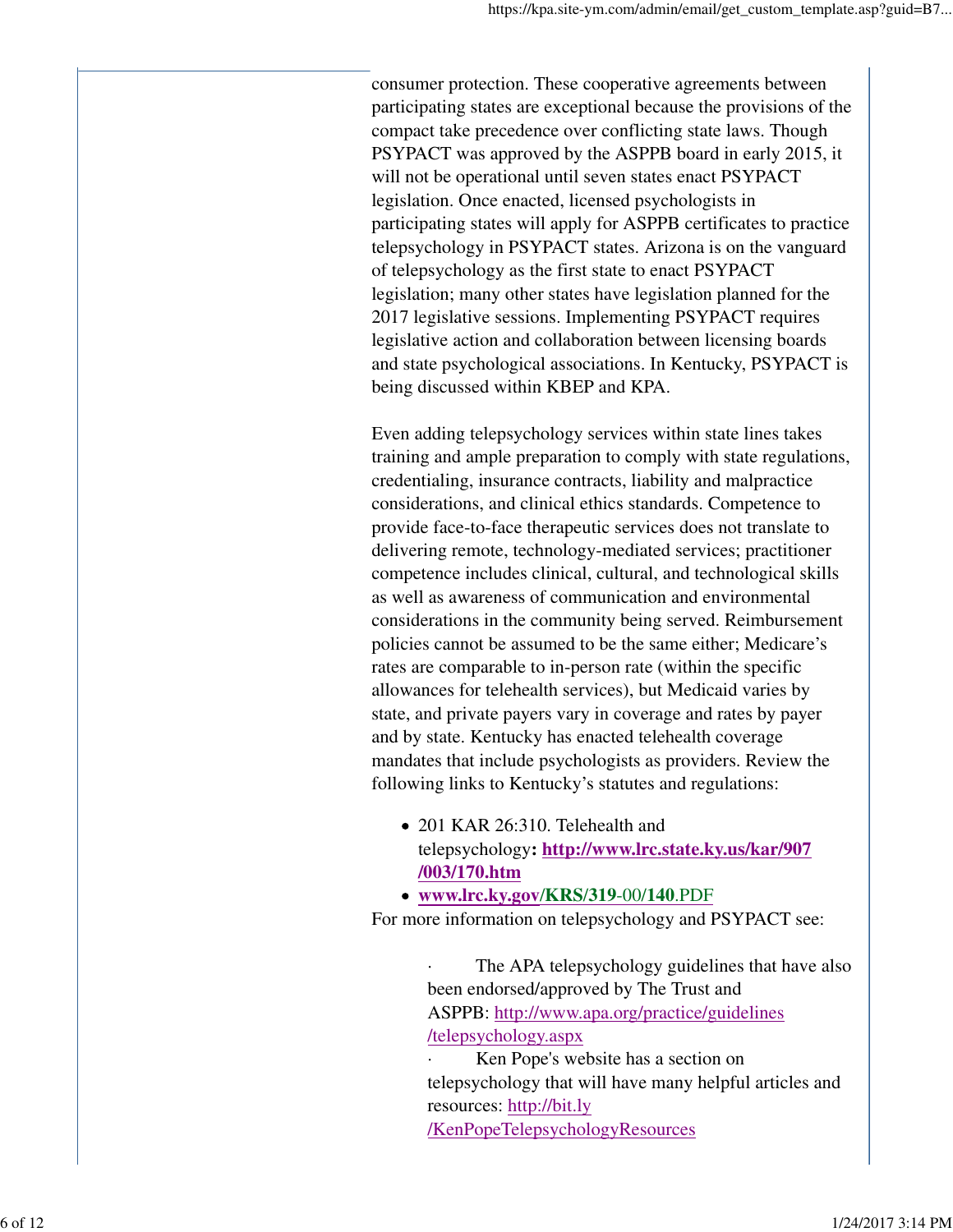consumer protection. These cooperative agreements between participating states are exceptional because the provisions of the compact take precedence over conflicting state laws. Though PSYPACT was approved by the ASPPB board in early 2015, it will not be operational until seven states enact PSYPACT legislation. Once enacted, licensed psychologists in participating states will apply for ASPPB certificates to practice telepsychology in PSYPACT states. Arizona is on the vanguard of telepsychology as the first state to enact PSYPACT legislation; many other states have legislation planned for the 2017 legislative sessions. Implementing PSYPACT requires legislative action and collaboration between licensing boards and state psychological associations. In Kentucky, PSYPACT is being discussed within KBEP and KPA.

Even adding telepsychology services within state lines takes training and ample preparation to comply with state regulations, credentialing, insurance contracts, liability and malpractice considerations, and clinical ethics standards. Competence to provide face-to-face therapeutic services does not translate to delivering remote, technology-mediated services; practitioner competence includes clinical, cultural, and technological skills as well as awareness of communication and environmental considerations in the community being served. Reimbursement policies cannot be assumed to be the same either; Medicare's rates are comparable to in-person rate (within the specific allowances for telehealth services), but Medicaid varies by state, and private payers vary in coverage and rates by payer and by state. Kentucky has enacted telehealth coverage mandates that include psychologists as providers. Review the following links to Kentucky's statutes and regulations:

- 201 KAR 26:310. Telehealth and telepsychology**:** **http://www.lrc.state.ky.us/kar/907/003/170.htm**
- **www.lrc.ky.gov/KRS/319**-00/**140**.PDF

For more information on telepsychology and PSYPACT see:

- The APA telepsychology guidelines that have also been endorsed/approved by The Trust and ASPPB: http://www.apa.org/practice/guidelines/telepsychology.aspx
- Ken Pope's website has a section on telepsychology that will have many helpful articles and resources: http://bit.ly/KenPopeTelepsychologyResources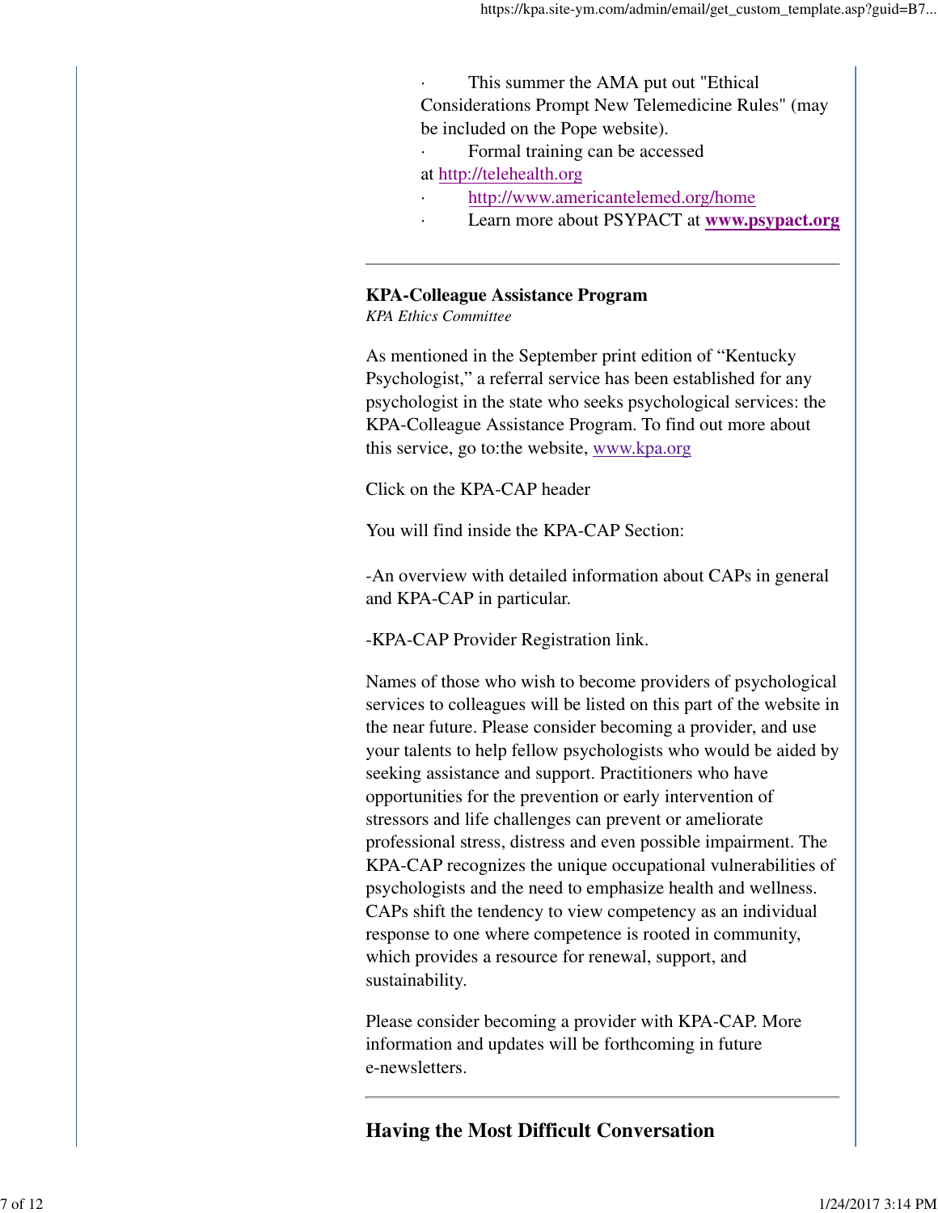- This summer the AMA put out "Ethical Considerations Prompt New Telemedicine Rules" (may be included on the Pope website).
- Formal training can be accessed at http://telehealth.org
- http://www.americantelemed.org/home
- Learn more about PSYPACT at **www.psypact.org**

---

**KPA-Colleague Assistance Program**
*KPA Ethics Committee*

As mentioned in the September print edition of “Kentucky Psychologist,” a referral service has been established for any psychologist in the state who seeks psychological services: the KPA-Colleague Assistance Program. To find out more about this service, go to:the website, www.kpa.org

Click on the KPA-CAP header

You will find inside the KPA-CAP Section:

-An overview with detailed information about CAPs in general and KPA-CAP in particular.

-KPA-CAP Provider Registration link.

Names of those who wish to become providers of psychological services to colleagues will be listed on this part of the website in the near future. Please consider becoming a provider, and use your talents to help fellow psychologists who would be aided by seeking assistance and support. Practitioners who have opportunities for the prevention or early intervention of stressors and life challenges can prevent or ameliorate professional stress, distress and even possible impairment. The KPA-CAP recognizes the unique occupational vulnerabilities of psychologists and the need to emphasize health and wellness. CAPs shift the tendency to view competency as an individual response to one where competence is rooted in community, which provides a resource for renewal, support, and sustainability.

Please consider becoming a provider with KPA-CAP. More information and updates will be forthcoming in future e-newsletters.

---

## Having the Most Difficult Conversation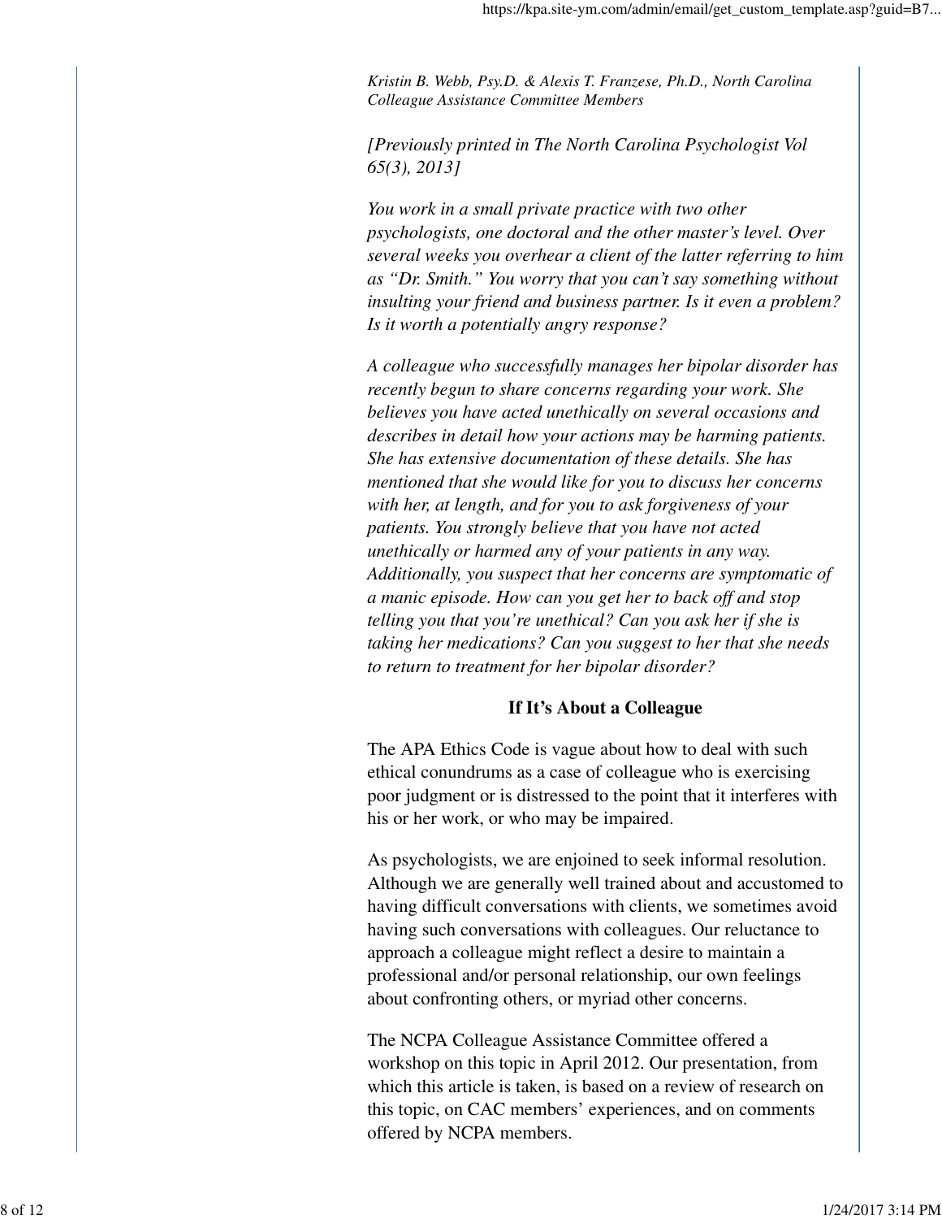*Kristin B. Webb, Psy.D. & Alexis T. Franzese, Ph.D., North Carolina Colleague Assistance Committee Members*

*[Previously printed in The North Carolina Psychologist Vol 65(3), 2013]*

*You work in a small private practice with two other psychologists, one doctoral and the other master's level. Over several weeks you overhear a client of the latter referring to him as "Dr. Smith." You worry that you can't say something without insulting your friend and business partner. Is it even a problem? Is it worth a potentially angry response?*

*A colleague who successfully manages her bipolar disorder has recently begun to share concerns regarding your work. She believes you have acted unethically on several occasions and describes in detail how your actions may be harming patients. She has extensive documentation of these details. She has mentioned that she would like for you to discuss her concerns with her, at length, and for you to ask forgiveness of your patients. You strongly believe that you have not acted unethically or harmed any of your patients in any way. Additionally, you suspect that her concerns are symptomatic of a manic episode. How can you get her to back off and stop telling you that you're unethical? Can you ask her if she is taking her medications? Can you suggest to her that she needs to return to treatment for her bipolar disorder?*

## If It's About a Colleague

The APA Ethics Code is vague about how to deal with such ethical conundrums as a case of colleague who is exercising poor judgment or is distressed to the point that it interferes with his or her work, or who may be impaired.

As psychologists, we are enjoined to seek informal resolution. Although we are generally well trained about and accustomed to having difficult conversations with clients, we sometimes avoid having such conversations with colleagues. Our reluctance to approach a colleague might reflect a desire to maintain a professional and/or personal relationship, our own feelings about confronting others, or myriad other concerns.

The NCPA Colleague Assistance Committee offered a workshop on this topic in April 2012. Our presentation, from which this article is taken, is based on a review of research on this topic, on CAC members' experiences, and on comments offered by NCPA members.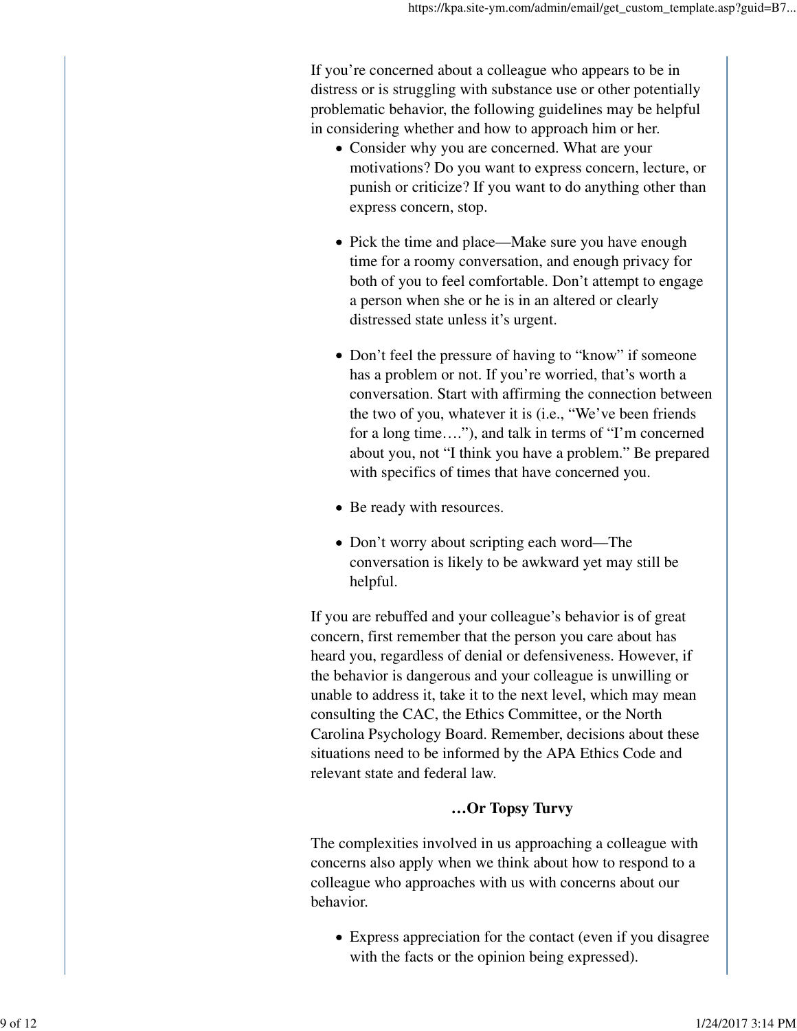If you're concerned about a colleague who appears to be in distress or is struggling with substance use or other potentially problematic behavior, the following guidelines may be helpful in considering whether and how to approach him or her.

- Consider why you are concerned. What are your motivations? Do you want to express concern, lecture, or punish or criticize? If you want to do anything other than express concern, stop.
- Pick the time and place—Make sure you have enough time for a roomy conversation, and enough privacy for both of you to feel comfortable. Don't attempt to engage a person when she or he is in an altered or clearly distressed state unless it's urgent.
- Don't feel the pressure of having to "know" if someone has a problem or not. If you're worried, that's worth a conversation. Start with affirming the connection between the two of you, whatever it is (i.e., "We've been friends for a long time…."), and talk in terms of "I'm concerned about you, not "I think you have a problem." Be prepared with specifics of times that have concerned you.
- Be ready with resources.
- Don't worry about scripting each word—The conversation is likely to be awkward yet may still be helpful.

If you are rebuffed and your colleague's behavior is of great concern, first remember that the person you care about has heard you, regardless of denial or defensiveness. However, if the behavior is dangerous and your colleague is unwilling or unable to address it, take it to the next level, which may mean consulting the CAC, the Ethics Committee, or the North Carolina Psychology Board. Remember, decisions about these situations need to be informed by the APA Ethics Code and relevant state and federal law.

**…Or Topsy Turvy**

The complexities involved in us approaching a colleague with concerns also apply when we think about how to respond to a colleague who approaches with us with concerns about our behavior.

- Express appreciation for the contact (even if you disagree with the facts or the opinion being expressed).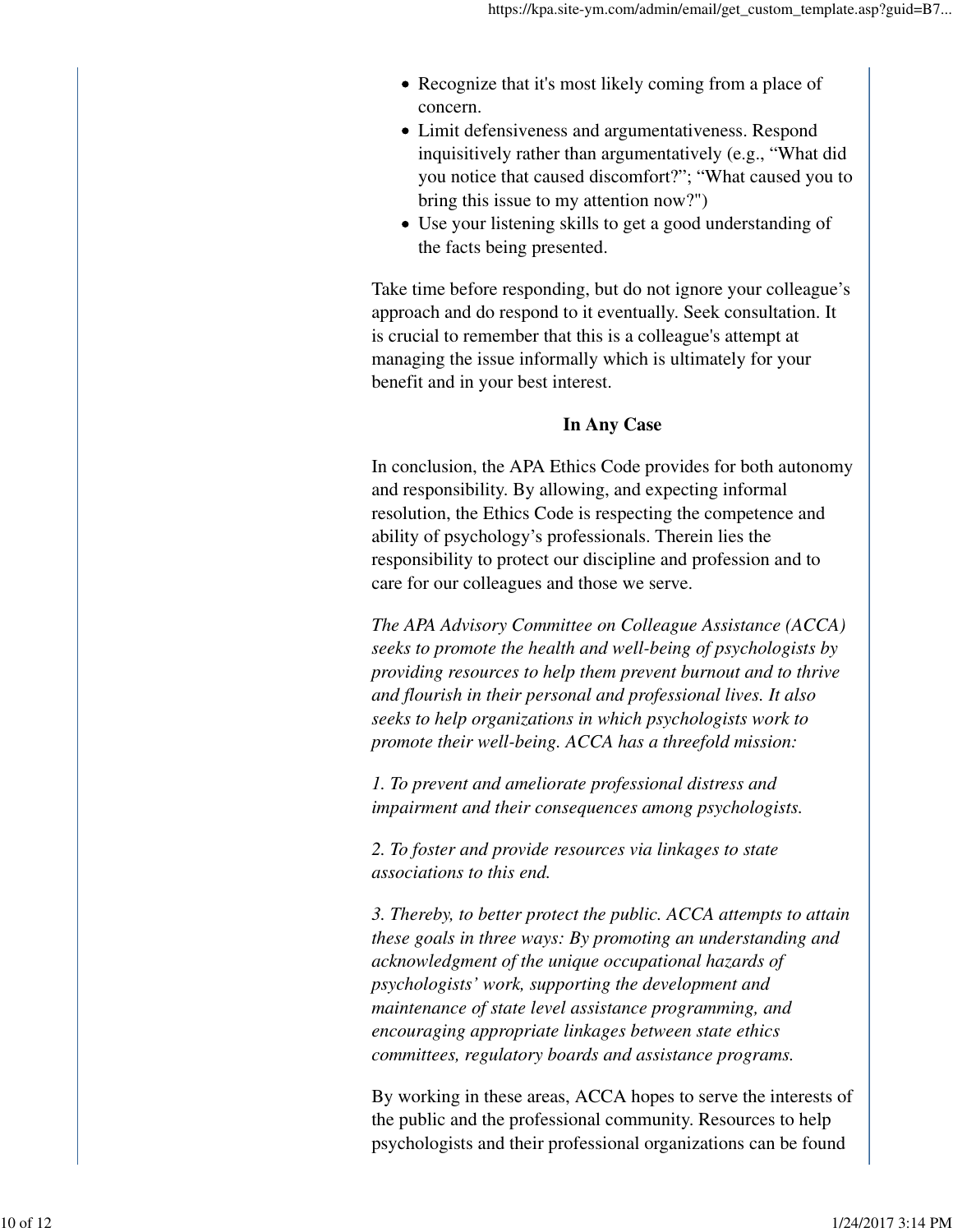- Recognize that it's most likely coming from a place of concern.
- Limit defensiveness and argumentativeness. Respond inquisitively rather than argumentatively (e.g., “What did you notice that caused discomfort?”; “What caused you to bring this issue to my attention now?")
- Use your listening skills to get a good understanding of the facts being presented.

Take time before responding, but do not ignore your colleague’s approach and do respond to it eventually. Seek consultation. It is crucial to remember that this is a colleague's attempt at managing the issue informally which is ultimately for your benefit and in your best interest.

**In Any Case**

In conclusion, the APA Ethics Code provides for both autonomy and responsibility. By allowing, and expecting informal resolution, the Ethics Code is respecting the competence and ability of psychology’s professionals. Therein lies the responsibility to protect our discipline and profession and to care for our colleagues and those we serve.

*The APA Advisory Committee on Colleague Assistance (ACCA) seeks to promote the health and well-being of psychologists by providing resources to help them prevent burnout and to thrive and flourish in their personal and professional lives. It also seeks to help organizations in which psychologists work to promote their well-being. ACCA has a threefold mission:*

*1. To prevent and ameliorate professional distress and impairment and their consequences among psychologists.*

*2. To foster and provide resources via linkages to state associations to this end.*

*3. Thereby, to better protect the public. ACCA attempts to attain these goals in three ways: By promoting an understanding and acknowledgment of the unique occupational hazards of psychologists’ work, supporting the development and maintenance of state level assistance programming, and encouraging appropriate linkages between state ethics committees, regulatory boards and assistance programs.*

By working in these areas, ACCA hopes to serve the interests of the public and the professional community. Resources to help psychologists and their professional organizations can be found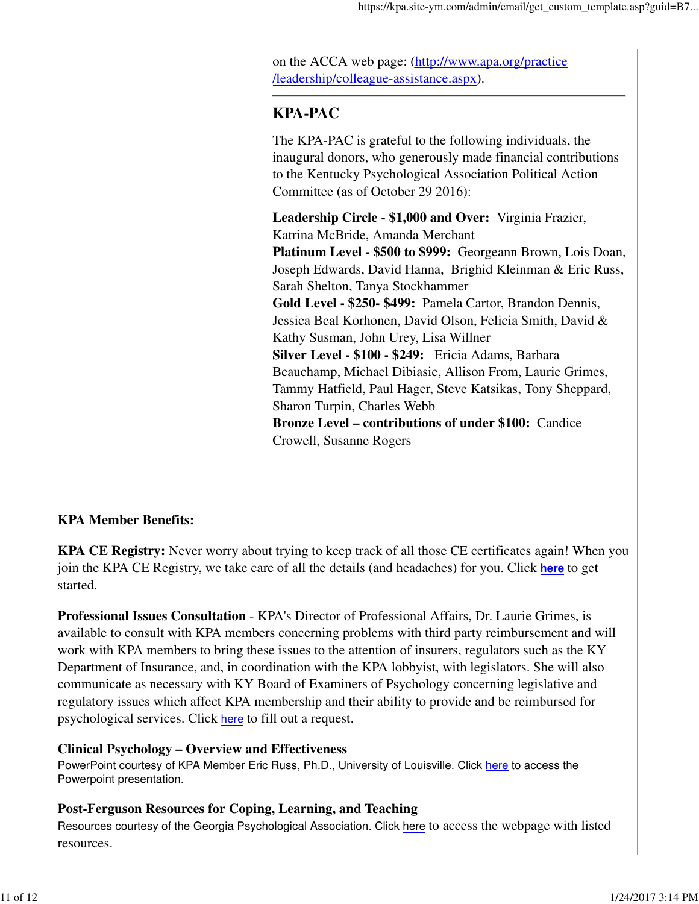on the ACCA web page: (http://www.apa.org/practice/leadership/colleague-assistance.aspx).

---

## KPA-PAC

The KPA-PAC is grateful to the following individuals, the inaugural donors, who generously made financial contributions to the Kentucky Psychological Association Political Action Committee (as of October 29 2016):

**Leadership Circle - $1,000 and Over:** Virginia Frazier, Katrina McBride, Amanda Merchant
**Platinum Level - $500 to $999:** Georgeann Brown, Lois Doan, Joseph Edwards, David Hanna, Brighid Kleinman & Eric Russ, Sarah Shelton, Tanya Stockhammer
**Gold Level - $250- $499:** Pamela Cartor, Brandon Dennis, Jessica Beal Korhonen, David Olson, Felicia Smith, David & Kathy Susman, John Urey, Lisa Willner
**Silver Level - $100 - $249:** Ericia Adams, Barbara Beauchamp, Michael Dibiasie, Allison From, Laurie Grimes, Tammy Hatfield, Paul Hager, Steve Katsikas, Tony Sheppard, Sharon Turpin, Charles Webb
**Bronze Level – contributions of under $100:** Candice Crowell, Susanne Rogers

**KPA Member Benefits:**

**KPA CE Registry:** Never worry about trying to keep track of all those CE certificates again! When you join the KPA CE Registry, we take care of all the details (and headaches) for you. Click **here** to get started.

**Professional Issues Consultation** - KPA's Director of Professional Affairs, Dr. Laurie Grimes, is available to consult with KPA members concerning problems with third party reimbursement and will work with KPA members to bring these issues to the attention of insurers, regulators such as the KY Department of Insurance, and, in coordination with the KPA lobbyist, with legislators. She will also communicate as necessary with KY Board of Examiners of Psychology concerning legislative and regulatory issues which affect KPA membership and their ability to provide and be reimbursed for psychological services. Click here to fill out a request.

**Clinical Psychology – Overview and Effectiveness**
PowerPoint courtesy of KPA Member Eric Russ, Ph.D., University of Louisville. Click here to access the Powerpoint presentation.

**Post-Ferguson Resources for Coping, Learning, and Teaching**
Resources courtesy of the Georgia Psychological Association. Click here to access the webpage with listed resources.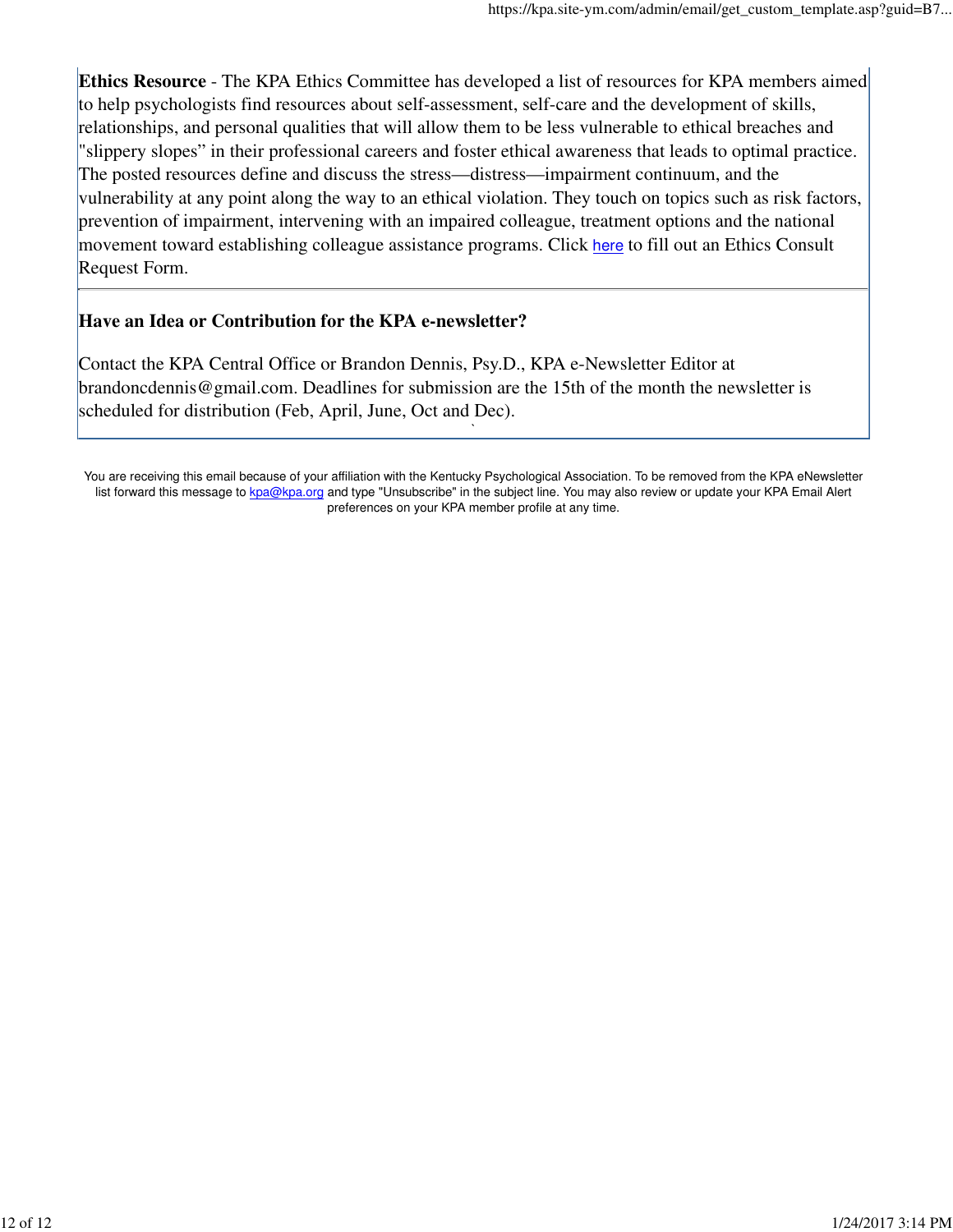**Ethics Resource** - The KPA Ethics Committee has developed a list of resources for KPA members aimed to help psychologists find resources about self-assessment, self-care and the development of skills, relationships, and personal qualities that will allow them to be less vulnerable to ethical breaches and "slippery slopes" in their professional careers and foster ethical awareness that leads to optimal practice. The posted resources define and discuss the stress—distress—impairment continuum, and the vulnerability at any point along the way to an ethical violation. They touch on topics such as risk factors, prevention of impairment, intervening with an impaired colleague, treatment options and the national movement toward establishing colleague assistance programs. Click here to fill out an Ethics Consult Request Form.

---

### Have an Idea or Contribution for the KPA e-newsletter?

Contact the KPA Central Office or Brandon Dennis, Psy.D., KPA e-Newsletter Editor at brandoncdennis@gmail.com. Deadlines for submission are the 15th of the month the newsletter is scheduled for distribution (Feb, April, June, Oct and Dec).

You are receiving this email because of your affiliation with the Kentucky Psychological Association. To be removed from the KPA eNewsletter list forward this message to kpa@kpa.org and type "Unsubscribe" in the subject line. You may also review or update your KPA Email Alert preferences on your KPA member profile at any time.